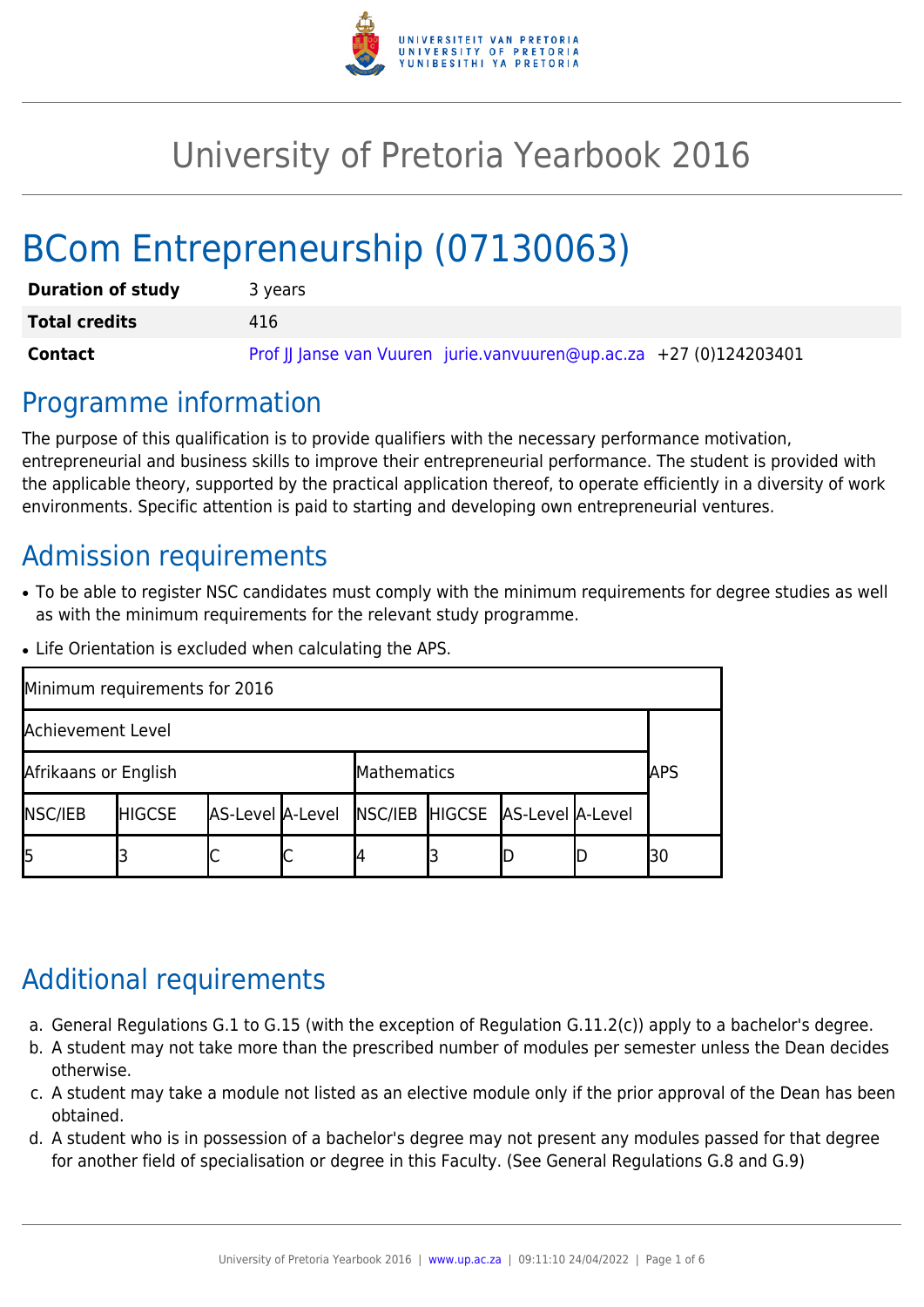# University of Pretoria Yearbook 2016

## BCom Entrepreneurship (07130063)

| **Duration of study** | 3 years |
|---|---|
| **Total credits** | 416 |
| **Contact** | Prof JJ Janse van Vuuren jurie.vanvuuren@up.ac.za +27 (0)124203401 |

## Programme information

The purpose of this qualification is to provide qualifiers with the necessary performance motivation, entrepreneurial and business skills to improve their entrepreneurial performance. The student is provided with the applicable theory, supported by the practical application thereof, to operate efficiently in a diversity of work environments. Specific attention is paid to starting and developing own entrepreneurial ventures.

## Admission requirements

- To be able to register NSC candidates must comply with the minimum requirements for degree studies as well as with the minimum requirements for the relevant study programme.
- Life Orientation is excluded when calculating the APS.

| Minimum requirements for 2016 | | | | | | | | |
|---|---|---|---|---|---|---|---|---|
| Achievement Level | | | | | | | | APS |
| Afrikaans or English | | | | Mathematics | | | | |
| NSC/IEB | HIGCSE | AS-Level | A-Level | NSC/IEB | HIGCSE | AS-Level | A-Level | |
| 5 | 3 | C | C | 4 | 3 | D | D | 30 |

## Additional requirements

a. General Regulations G.1 to G.15 (with the exception of Regulation G.11.2(c)) apply to a bachelor's degree.
b. A student may not take more than the prescribed number of modules per semester unless the Dean decides otherwise.
c. A student may take a module not listed as an elective module only if the prior approval of the Dean has been obtained.
d. A student who is in possession of a bachelor's degree may not present any modules passed for that degree for another field of specialisation or degree in this Faculty. (See General Regulations G.8 and G.9)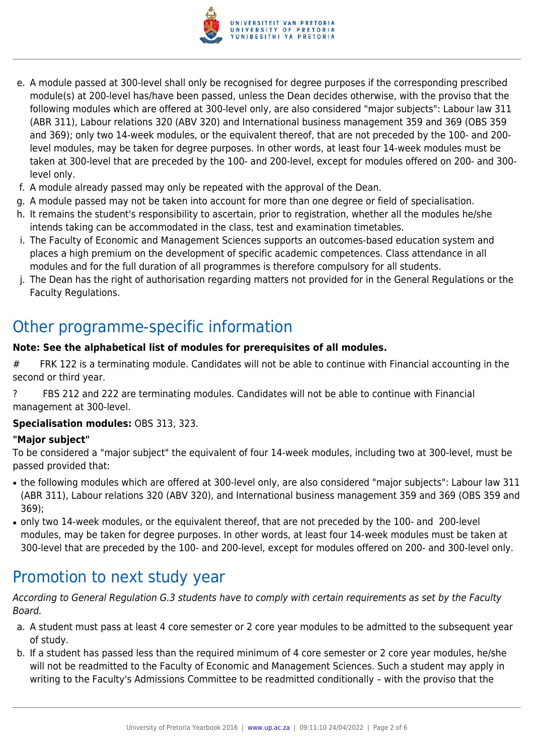e. A module passed at 300-level shall only be recognised for degree purposes if the corresponding prescribed module(s) at 200-level has/have been passed, unless the Dean decides otherwise, with the proviso that the following modules which are offered at 300-level only, are also considered "major subjects": Labour law 311 (ABR 311), Labour relations 320 (ABV 320) and International business management 359 and 369 (OBS 359 and 369); only two 14-week modules, or the equivalent thereof, that are not preceded by the 100- and 200-level modules, may be taken for degree purposes. In other words, at least four 14-week modules must be taken at 300-level that are preceded by the 100- and 200-level, except for modules offered on 200- and 300-level only.
f. A module already passed may only be repeated with the approval of the Dean.
g. A module passed may not be taken into account for more than one degree or field of specialisation.
h. It remains the student's responsibility to ascertain, prior to registration, whether all the modules he/she intends taking can be accommodated in the class, test and examination timetables.
i. The Faculty of Economic and Management Sciences supports an outcomes-based education system and places a high premium on the development of specific academic competences. Class attendance in all modules and for the full duration of all programmes is therefore compulsory for all students.
j. The Dean has the right of authorisation regarding matters not provided for in the General Regulations or the Faculty Regulations.

## Other programme-specific information

**Note: See the alphabetical list of modules for prerequisites of all modules.**

# FRK 122 is a terminating module. Candidates will not be able to continue with Financial accounting in the second or third year.

? FBS 212 and 222 are terminating modules. Candidates will not be able to continue with Financial management at 300-level.

**Specialisation modules:** OBS 313, 323.

**"Major subject"**

To be considered a "major subject" the equivalent of four 14-week modules, including two at 300-level, must be passed provided that:

- the following modules which are offered at 300-level only, are also considered "major subjects": Labour law 311 (ABR 311), Labour relations 320 (ABV 320), and International business management 359 and 369 (OBS 359 and 369);
- only two 14-week modules, or the equivalent thereof, that are not preceded by the 100- and 200-level modules, may be taken for degree purposes. In other words, at least four 14-week modules must be taken at 300-level that are preceded by the 100- and 200-level, except for modules offered on 200- and 300-level only.

## Promotion to next study year

*According to General Regulation G.3 students have to comply with certain requirements as set by the Faculty Board.*

a. A student must pass at least 4 core semester or 2 core year modules to be admitted to the subsequent year of study.
b. If a student has passed less than the required minimum of 4 core semester or 2 core year modules, he/she will not be readmitted to the Faculty of Economic and Management Sciences. Such a student may apply in writing to the Faculty's Admissions Committee to be readmitted conditionally – with the proviso that the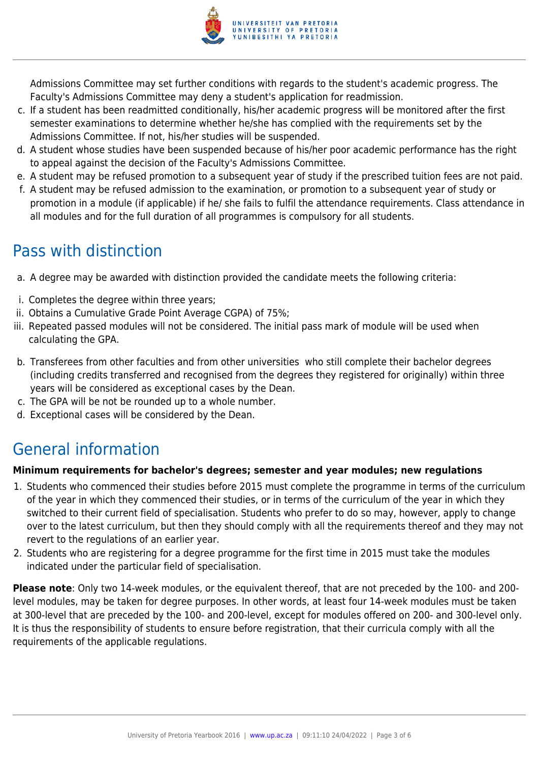Admissions Committee may set further conditions with regards to the student's academic progress. The Faculty's Admissions Committee may deny a student's application for readmission.

c. If a student has been readmitted conditionally, his/her academic progress will be monitored after the first semester examinations to determine whether he/she has complied with the requirements set by the Admissions Committee. If not, his/her studies will be suspended.
d. A student whose studies have been suspended because of his/her poor academic performance has the right to appeal against the decision of the Faculty's Admissions Committee.
e. A student may be refused promotion to a subsequent year of study if the prescribed tuition fees are not paid.
f. A student may be refused admission to the examination, or promotion to a subsequent year of study or promotion in a module (if applicable) if he/ she fails to fulfil the attendance requirements. Class attendance in all modules and for the full duration of all programmes is compulsory for all students.

## Pass with distinction

a. A degree may be awarded with distinction provided the candidate meets the following criteria:

i. Completes the degree within three years;
ii. Obtains a Cumulative Grade Point Average CGPA) of 75%;
iii. Repeated passed modules will not be considered. The initial pass mark of module will be used when calculating the GPA.

b. Transferees from other faculties and from other universities who still complete their bachelor degrees (including credits transferred and recognised from the degrees they registered for originally) within three years will be considered as exceptional cases by the Dean.
c. The GPA will be not be rounded up to a whole number.
d. Exceptional cases will be considered by the Dean.

## General information

**Minimum requirements for bachelor's degrees; semester and year modules; new regulations**

1. Students who commenced their studies before 2015 must complete the programme in terms of the curriculum of the year in which they commenced their studies, or in terms of the curriculum of the year in which they switched to their current field of specialisation. Students who prefer to do so may, however, apply to change over to the latest curriculum, but then they should comply with all the requirements thereof and they may not revert to the regulations of an earlier year.
2. Students who are registering for a degree programme for the first time in 2015 must take the modules indicated under the particular field of specialisation.

**Please note**: Only two 14-week modules, or the equivalent thereof, that are not preceded by the 100- and 200-level modules, may be taken for degree purposes. In other words, at least four 14-week modules must be taken at 300-level that are preceded by the 100- and 200-level, except for modules offered on 200- and 300-level only. It is thus the responsibility of students to ensure before registration, that their curricula comply with all the requirements of the applicable regulations.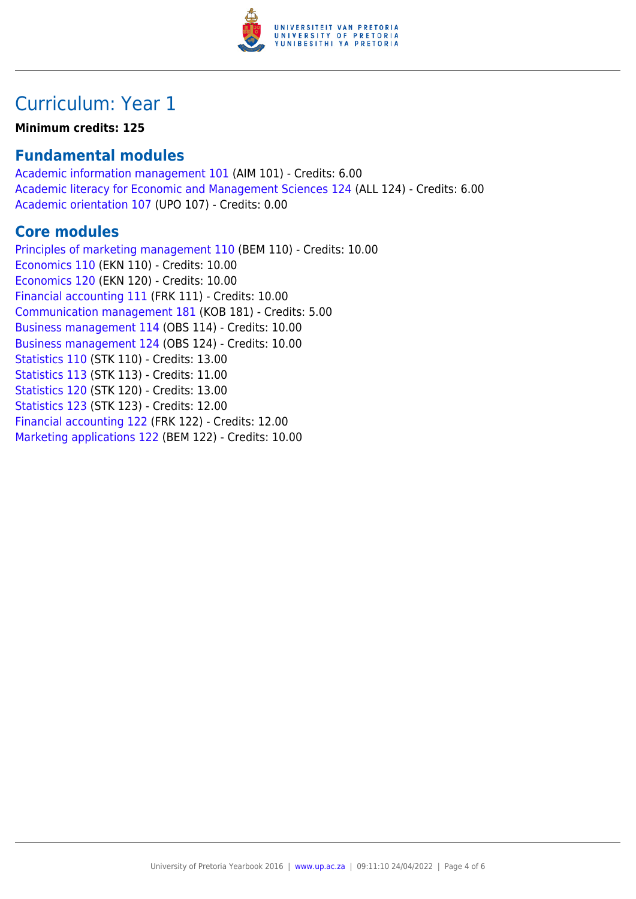# Curriculum: Year 1

**Minimum credits: 125**

## Fundamental modules

Academic information management 101 (AIM 101) - Credits: 6.00
Academic literacy for Economic and Management Sciences 124 (ALL 124) - Credits: 6.00
Academic orientation 107 (UPO 107) - Credits: 0.00

## Core modules

Principles of marketing management 110 (BEM 110) - Credits: 10.00
Economics 110 (EKN 110) - Credits: 10.00
Economics 120 (EKN 120) - Credits: 10.00
Financial accounting 111 (FRK 111) - Credits: 10.00
Communication management 181 (KOB 181) - Credits: 5.00
Business management 114 (OBS 114) - Credits: 10.00
Business management 124 (OBS 124) - Credits: 10.00
Statistics 110 (STK 110) - Credits: 13.00
Statistics 113 (STK 113) - Credits: 11.00
Statistics 120 (STK 120) - Credits: 13.00
Statistics 123 (STK 123) - Credits: 12.00
Financial accounting 122 (FRK 122) - Credits: 12.00
Marketing applications 122 (BEM 122) - Credits: 10.00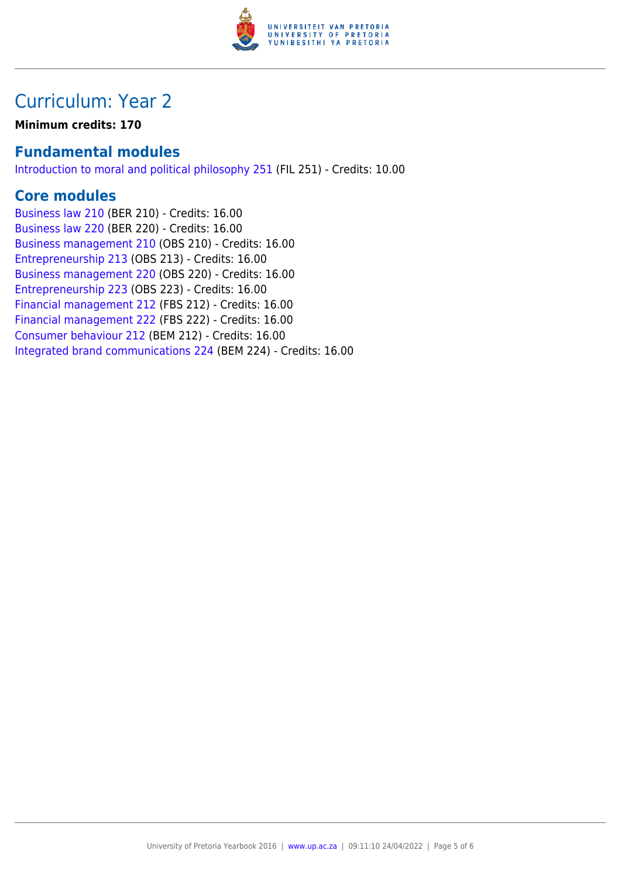# Curriculum: Year 2

**Minimum credits: 170**

## Fundamental modules

Introduction to moral and political philosophy 251 (FIL 251) - Credits: 10.00

## Core modules

Business law 210 (BER 210) - Credits: 16.00
Business law 220 (BER 220) - Credits: 16.00
Business management 210 (OBS 210) - Credits: 16.00
Entrepreneurship 213 (OBS 213) - Credits: 16.00
Business management 220 (OBS 220) - Credits: 16.00
Entrepreneurship 223 (OBS 223) - Credits: 16.00
Financial management 212 (FBS 212) - Credits: 16.00
Financial management 222 (FBS 222) - Credits: 16.00
Consumer behaviour 212 (BEM 212) - Credits: 16.00
Integrated brand communications 224 (BEM 224) - Credits: 16.00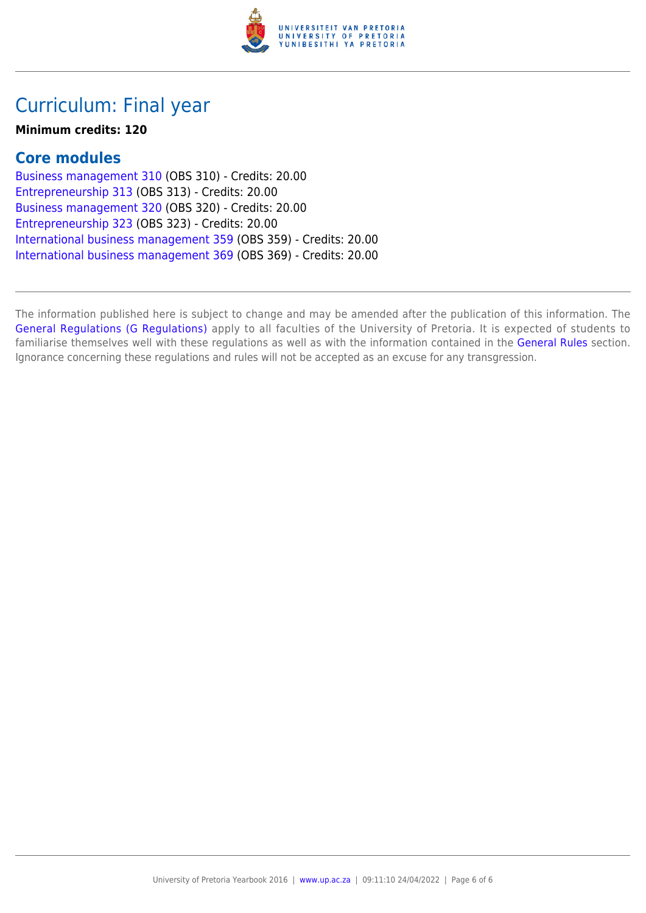## Curriculum: Final year

**Minimum credits: 120**

### Core modules

Business management 310 (OBS 310) - Credits: 20.00
Entrepreneurship 313 (OBS 313) - Credits: 20.00
Business management 320 (OBS 320) - Credits: 20.00
Entrepreneurship 323 (OBS 323) - Credits: 20.00
International business management 359 (OBS 359) - Credits: 20.00
International business management 369 (OBS 369) - Credits: 20.00

The information published here is subject to change and may be amended after the publication of this information. The General Regulations (G Regulations) apply to all faculties of the University of Pretoria. It is expected of students to familiarise themselves well with these regulations as well as with the information contained in the General Rules section. Ignorance concerning these regulations and rules will not be accepted as an excuse for any transgression.